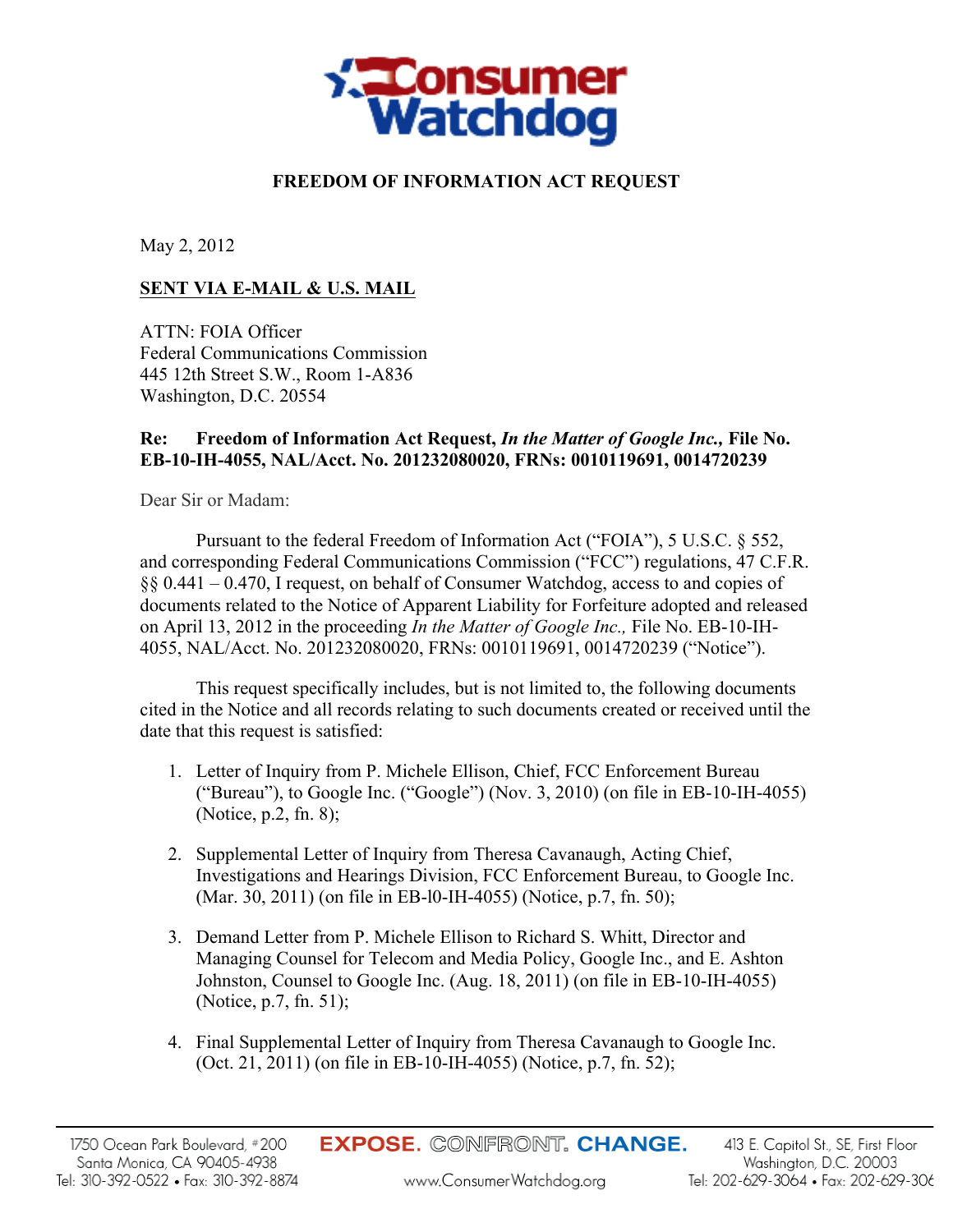Consumer Watchdog

**FREEDOM OF INFORMATION ACT REQUEST**

May 2, 2012

**SENT VIA E-MAIL & U.S. MAIL**

ATTN: FOIA Officer
Federal Communications Commission
445 12th Street S.W., Room 1-A836
Washington, D.C. 20554

**Re: Freedom of Information Act Request, *In the Matter of Google Inc.,* File No. EB-10-IH-4055, NAL/Acct. No. 201232080020, FRNs: 0010119691, 0014720239**

Dear Sir or Madam:

Pursuant to the federal Freedom of Information Act ("FOIA"), 5 U.S.C. § 552, and corresponding Federal Communications Commission ("FCC") regulations, 47 C.F.R. §§ 0.441 – 0.470, I request, on behalf of Consumer Watchdog, access to and copies of documents related to the Notice of Apparent Liability for Forfeiture adopted and released on April 13, 2012 in the proceeding *In the Matter of Google Inc.,* File No. EB-10-IH-4055, NAL/Acct. No. 201232080020, FRNs: 0010119691, 0014720239 ("Notice").

This request specifically includes, but is not limited to, the following documents cited in the Notice and all records relating to such documents created or received until the date that this request is satisfied:

1. Letter of Inquiry from P. Michele Ellison, Chief, FCC Enforcement Bureau ("Bureau"), to Google Inc. ("Google") (Nov. 3, 2010) (on file in EB-10-IH-4055) (Notice, p.2, fn. 8);
2. Supplemental Letter of Inquiry from Theresa Cavanaugh, Acting Chief, Investigations and Hearings Division, FCC Enforcement Bureau, to Google Inc. (Mar. 30, 2011) (on file in EB-l0-IH-4055) (Notice, p.7, fn. 50);
3. Demand Letter from P. Michele Ellison to Richard S. Whitt, Director and Managing Counsel for Telecom and Media Policy, Google Inc., and E. Ashton Johnston, Counsel to Google Inc. (Aug. 18, 2011) (on file in EB-10-IH-4055) (Notice, p.7, fn. 51);
4. Final Supplemental Letter of Inquiry from Theresa Cavanaugh to Google Inc. (Oct. 21, 2011) (on file in EB-10-IH-4055) (Notice, p.7, fn. 52);

1750 Ocean Park Boulevard, #200
Santa Monica, CA 90405-4938
Tel: 310-392-0522 • Fax: 310-392-8874

EXPOSE. CONFRONT. CHANGE.
www.ConsumerWatchdog.org

413 E. Capitol St., SE, First Floor
Washington, D.C. 20003
Tel: 202-629-3064 • Fax: 202-629-306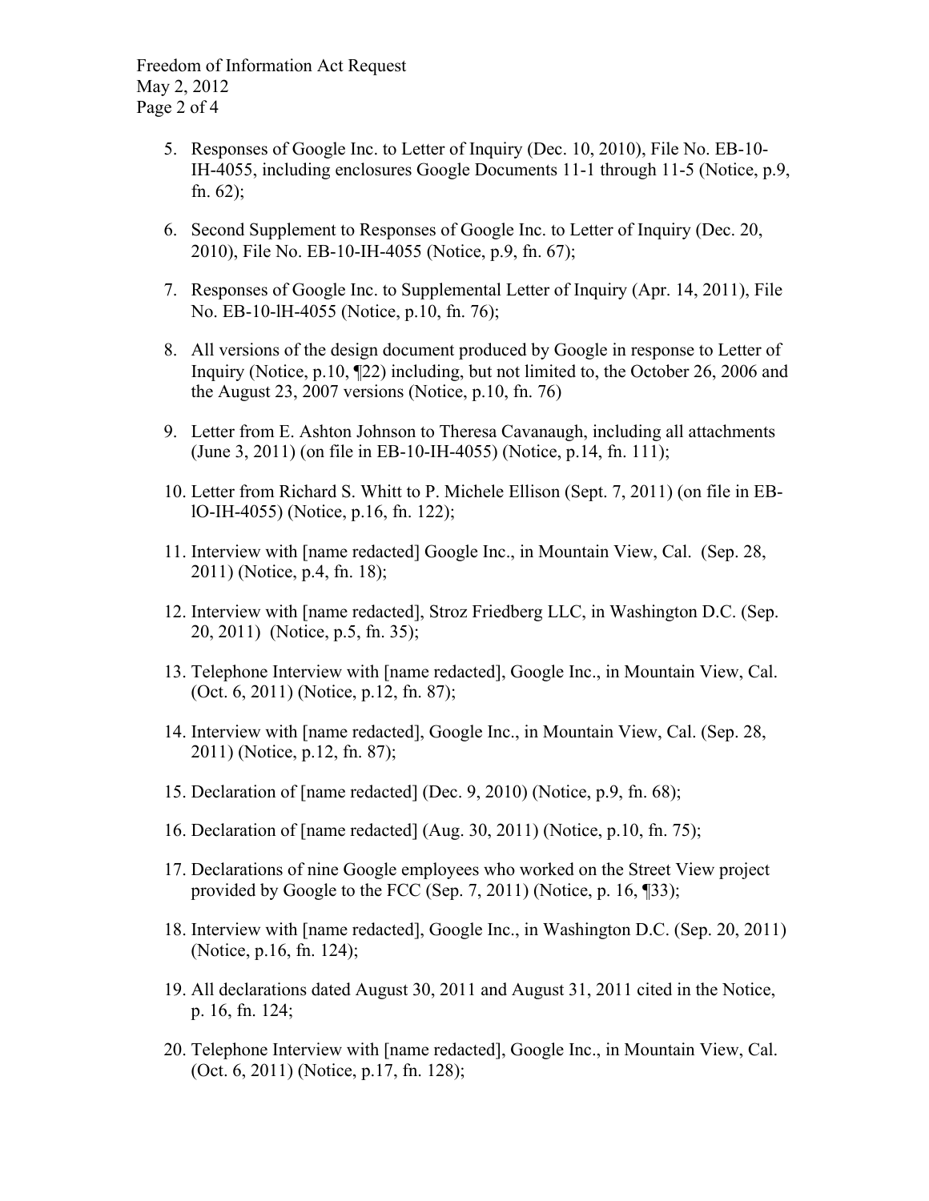5. Responses of Google Inc. to Letter of Inquiry (Dec. 10, 2010), File No. EB-10-IH-4055, including enclosures Google Documents 11-1 through 11-5 (Notice, p.9, fn. 62);

6. Second Supplement to Responses of Google Inc. to Letter of Inquiry (Dec. 20, 2010), File No. EB-10-IH-4055 (Notice, p.9, fn. 67);

7. Responses of Google Inc. to Supplemental Letter of Inquiry (Apr. 14, 2011), File No. EB-10-lH-4055 (Notice, p.10, fn. 76);

8. All versions of the design document produced by Google in response to Letter of Inquiry (Notice, p.10, ¶22) including, but not limited to, the October 26, 2006 and the August 23, 2007 versions (Notice, p.10, fn. 76)

9. Letter from E. Ashton Johnson to Theresa Cavanaugh, including all attachments (June 3, 2011) (on file in EB-10-IH-4055) (Notice, p.14, fn. 111);

10. Letter from Richard S. Whitt to P. Michele Ellison (Sept. 7, 2011) (on file in EB-lO-IH-4055) (Notice, p.16, fn. 122);

11. Interview with [name redacted] Google Inc., in Mountain View, Cal. (Sep. 28, 2011) (Notice, p.4, fn. 18);

12. Interview with [name redacted], Stroz Friedberg LLC, in Washington D.C. (Sep. 20, 2011) (Notice, p.5, fn. 35);

13. Telephone Interview with [name redacted], Google Inc., in Mountain View, Cal. (Oct. 6, 2011) (Notice, p.12, fn. 87);

14. Interview with [name redacted], Google Inc., in Mountain View, Cal. (Sep. 28, 2011) (Notice, p.12, fn. 87);

15. Declaration of [name redacted] (Dec. 9, 2010) (Notice, p.9, fn. 68);

16. Declaration of [name redacted] (Aug. 30, 2011) (Notice, p.10, fn. 75);

17. Declarations of nine Google employees who worked on the Street View project provided by Google to the FCC (Sep. 7, 2011) (Notice, p. 16, ¶33);

18. Interview with [name redacted], Google Inc., in Washington D.C. (Sep. 20, 2011) (Notice, p.16, fn. 124);

19. All declarations dated August 30, 2011 and August 31, 2011 cited in the Notice, p. 16, fn. 124;

20. Telephone Interview with [name redacted], Google Inc., in Mountain View, Cal. (Oct. 6, 2011) (Notice, p.17, fn. 128);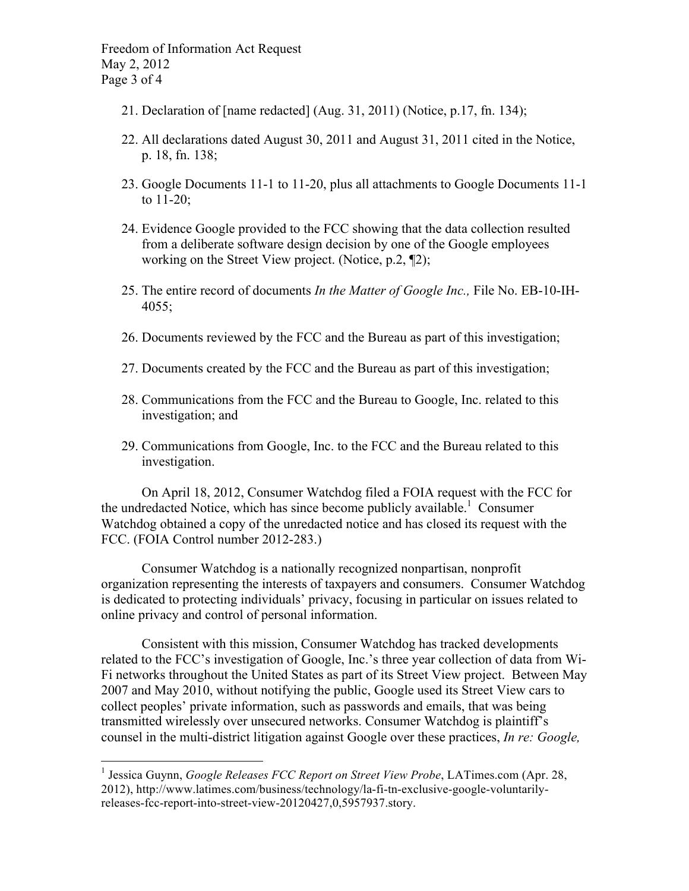21. Declaration of [name redacted] (Aug. 31, 2011) (Notice, p.17, fn. 134);

22. All declarations dated August 30, 2011 and August 31, 2011 cited in the Notice, p. 18, fn. 138;

23. Google Documents 11-1 to 11-20, plus all attachments to Google Documents 11-1 to 11-20;

24. Evidence Google provided to the FCC showing that the data collection resulted from a deliberate software design decision by one of the Google employees working on the Street View project. (Notice, p.2, ¶2);

25. The entire record of documents *In the Matter of Google Inc.,* File No. EB-10-IH-4055;

26. Documents reviewed by the FCC and the Bureau as part of this investigation;

27. Documents created by the FCC and the Bureau as part of this investigation;

28. Communications from the FCC and the Bureau to Google, Inc. related to this investigation; and

29. Communications from Google, Inc. to the FCC and the Bureau related to this investigation.

On April 18, 2012, Consumer Watchdog filed a FOIA request with the FCC for the undredacted Notice, which has since become publicly available.[1] Consumer Watchdog obtained a copy of the unredacted notice and has closed its request with the FCC. (FOIA Control number 2012-283.)

Consumer Watchdog is a nationally recognized nonpartisan, nonprofit organization representing the interests of taxpayers and consumers. Consumer Watchdog is dedicated to protecting individuals' privacy, focusing in particular on issues related to online privacy and control of personal information.

Consistent with this mission, Consumer Watchdog has tracked developments related to the FCC's investigation of Google, Inc.'s three year collection of data from Wi-Fi networks throughout the United States as part of its Street View project. Between May 2007 and May 2010, without notifying the public, Google used its Street View cars to collect peoples' private information, such as passwords and emails, that was being transmitted wirelessly over unsecured networks. Consumer Watchdog is plaintiff's counsel in the multi-district litigation against Google over these practices, *In re: Google,*

---

[1] Jessica Guynn, *Google Releases FCC Report on Street View Probe*, LATimes.com (Apr. 28, 2012), http://www.latimes.com/business/technology/la-fi-tn-exclusive-google-voluntarily-releases-fcc-report-into-street-view-20120427,0,5957937.story.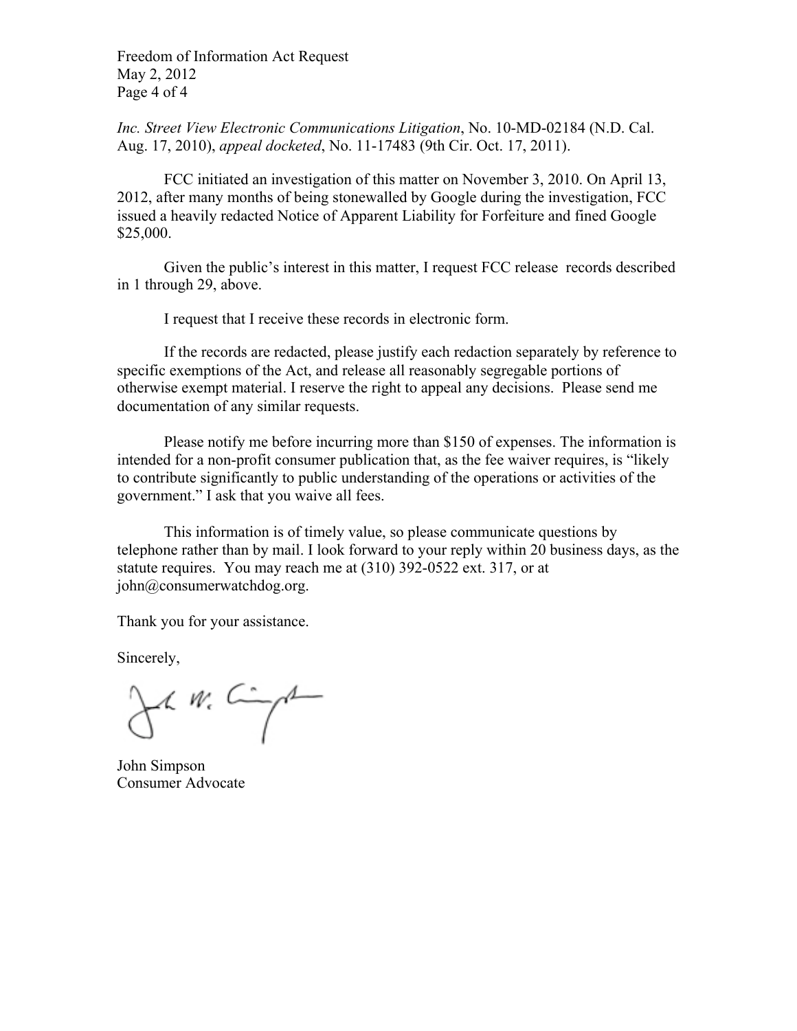*Inc. Street View Electronic Communications Litigation*, No. 10-MD-02184 (N.D. Cal. Aug. 17, 2010), *appeal docketed*, No. 11-17483 (9th Cir. Oct. 17, 2011).

FCC initiated an investigation of this matter on November 3, 2010. On April 13, 2012, after many months of being stonewalled by Google during the investigation, FCC issued a heavily redacted Notice of Apparent Liability for Forfeiture and fined Google $25,000.

Given the public's interest in this matter, I request FCC release records described in 1 through 29, above.

I request that I receive these records in electronic form.

If the records are redacted, please justify each redaction separately by reference to specific exemptions of the Act, and release all reasonably segregable portions of otherwise exempt material. I reserve the right to appeal any decisions. Please send me documentation of any similar requests.

Please notify me before incurring more than $150 of expenses. The information is intended for a non-profit consumer publication that, as the fee waiver requires, is "likely to contribute significantly to public understanding of the operations or activities of the government." I ask that you waive all fees.

This information is of timely value, so please communicate questions by telephone rather than by mail. I look forward to your reply within 20 business days, as the statute requires. You may reach me at (310) 392-0522 ext. 317, or at john@consumerwatchdog.org.

Thank you for your assistance.

Sincerely,

John Simpson
Consumer Advocate